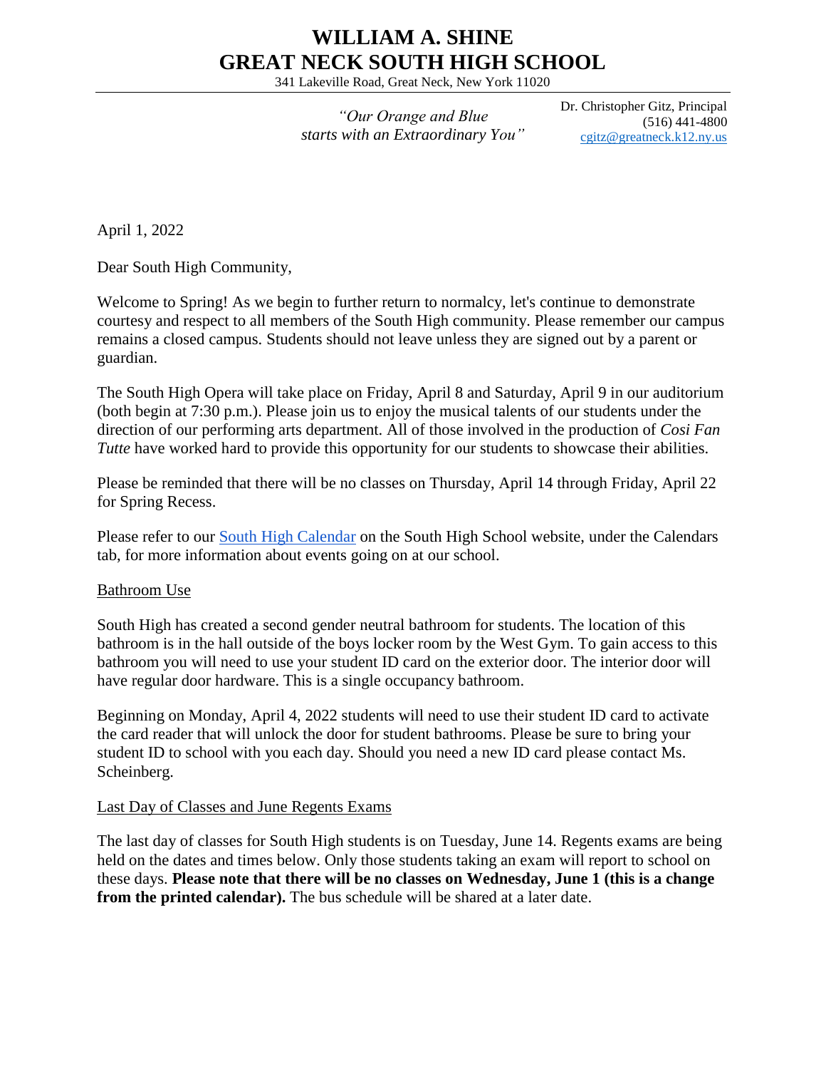# WILLIAM A. SHINE
# GREAT NECK SOUTH HIGH SCHOOL

341 Lakeville Road, Great Neck, New York 11020

*"Our Orange and Blue starts with an Extraordinary You"*

Dr. Christopher Gitz, Principal
(516) 441-4800
[cgitz@greatneck.k12.ny.us](mailto:cgitz@greatneck.k12.ny.us)

---

April 1, 2022

Dear South High Community,

Welcome to Spring! As we begin to further return to normalcy, let's continue to demonstrate courtesy and respect to all members of the South High community. Please remember our campus remains a closed campus. Students should not leave unless they are signed out by a parent or guardian.

The South High Opera will take place on Friday, April 8 and Saturday, April 9 in our auditorium (both begin at 7:30 p.m.). Please join us to enjoy the musical talents of our students under the direction of our performing arts department. All of those involved in the production of *Cosi Fan Tutte* have worked hard to provide this opportunity for our students to showcase their abilities.

Please be reminded that there will be no classes on Thursday, April 14 through Friday, April 22 for Spring Recess.

Please refer to our [South High Calendar]() on the South High School website, under the Calendars tab, for more information about events going on at our school.

<u>Bathroom Use</u>

South High has created a second gender neutral bathroom for students. The location of this bathroom is in the hall outside of the boys locker room by the West Gym. To gain access to this bathroom you will need to use your student ID card on the exterior door. The interior door will have regular door hardware. This is a single occupancy bathroom.

Beginning on Monday, April 4, 2022 students will need to use their student ID card to activate the card reader that will unlock the door for student bathrooms. Please be sure to bring your student ID to school with you each day. Should you need a new ID card please contact Ms. Scheinberg.

<u>Last Day of Classes and June Regents Exams</u>

The last day of classes for South High students is on Tuesday, June 14. Regents exams are being held on the dates and times below. Only those students taking an exam will report to school on these days. **Please note that there will be no classes on Wednesday, June 1 (this is a change from the printed calendar).** The bus schedule will be shared at a later date.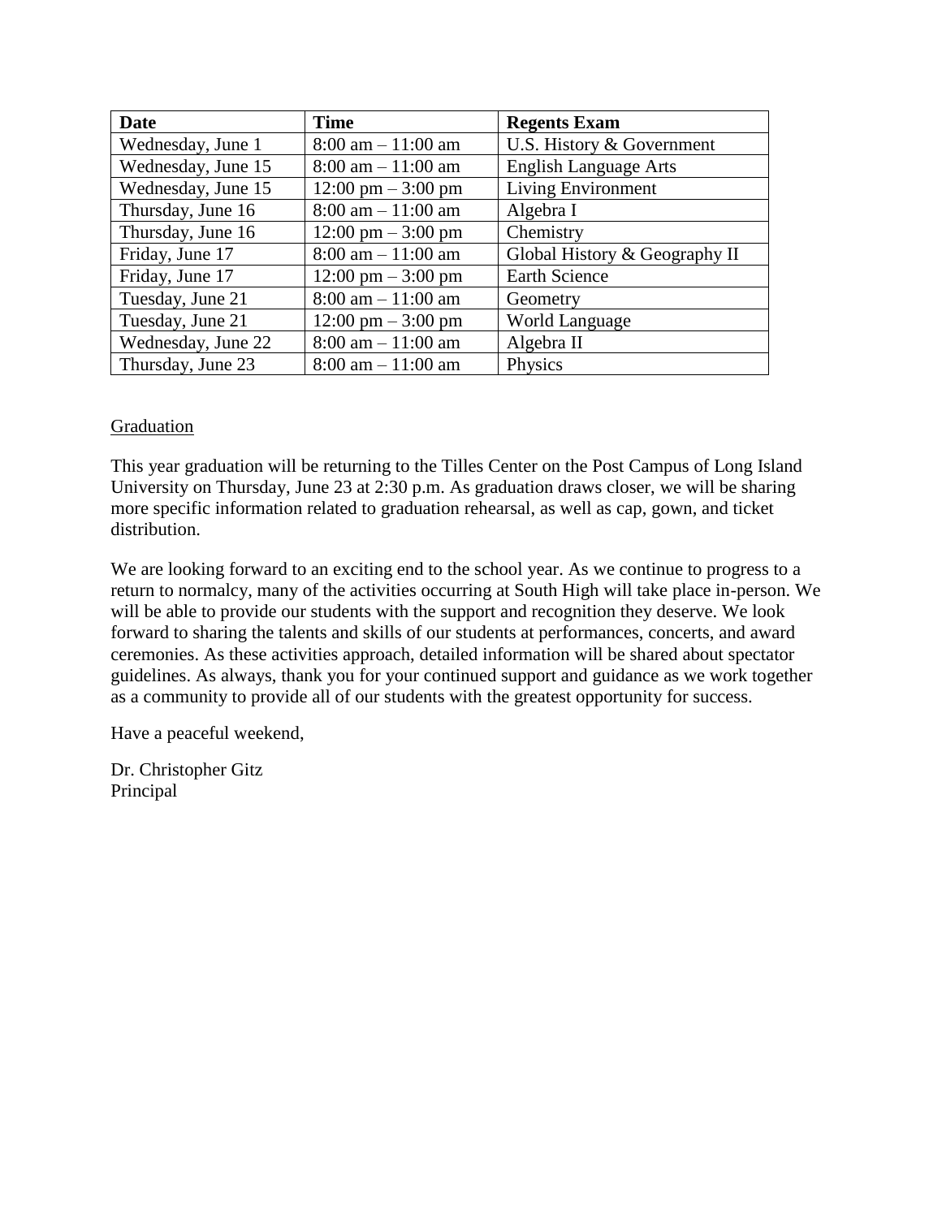| Date | Time | Regents Exam |
| --- | --- | --- |
| Wednesday, June 1 | 8:00 am – 11:00 am | U.S. History & Government |
| Wednesday, June 15 | 8:00 am – 11:00 am | English Language Arts |
| Wednesday, June 15 | 12:00 pm – 3:00 pm | Living Environment |
| Thursday, June 16 | 8:00 am – 11:00 am | Algebra I |
| Thursday, June 16 | 12:00 pm – 3:00 pm | Chemistry |
| Friday, June 17 | 8:00 am – 11:00 am | Global History & Geography II |
| Friday, June 17 | 12:00 pm – 3:00 pm | Earth Science |
| Tuesday, June 21 | 8:00 am – 11:00 am | Geometry |
| Tuesday, June 21 | 12:00 pm – 3:00 pm | World Language |
| Wednesday, June 22 | 8:00 am – 11:00 am | Algebra II |
| Thursday, June 23 | 8:00 am – 11:00 am | Physics |

## Graduation

This year graduation will be returning to the Tilles Center on the Post Campus of Long Island University on Thursday, June 23 at 2:30 p.m. As graduation draws closer, we will be sharing more specific information related to graduation rehearsal, as well as cap, gown, and ticket distribution.

We are looking forward to an exciting end to the school year. As we continue to progress to a return to normalcy, many of the activities occurring at South High will take place in-person. We will be able to provide our students with the support and recognition they deserve. We look forward to sharing the talents and skills of our students at performances, concerts, and award ceremonies. As these activities approach, detailed information will be shared about spectator guidelines. As always, thank you for your continued support and guidance as we work together as a community to provide all of our students with the greatest opportunity for success.

Have a peaceful weekend,

Dr. Christopher Gitz
Principal